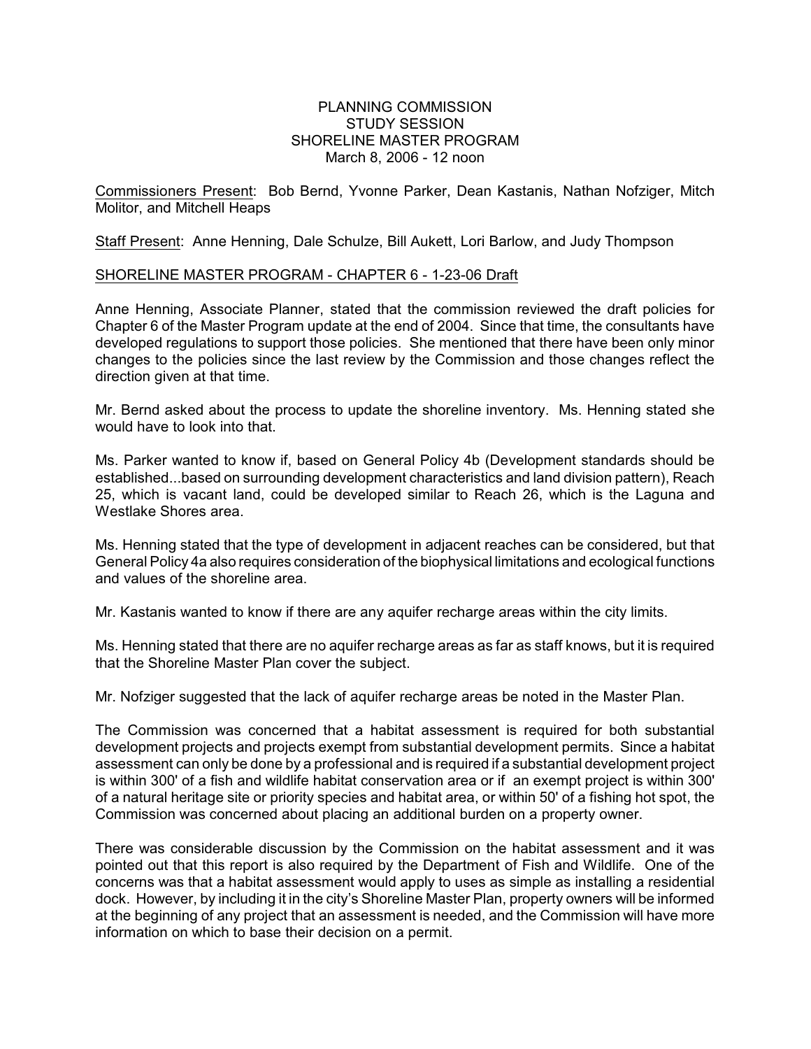# PLANNING COMMISSION
## STUDY SESSION
## SHORELINE MASTER PROGRAM
March 8, 2006 - 12 noon

Commissioners Present: Bob Bernd, Yvonne Parker, Dean Kastanis, Nathan Nofziger, Mitch Molitor, and Mitchell Heaps

Staff Present: Anne Henning, Dale Schulze, Bill Aukett, Lori Barlow, and Judy Thompson

SHORELINE MASTER PROGRAM - CHAPTER 6 - 1-23-06 Draft

Anne Henning, Associate Planner, stated that the commission reviewed the draft policies for Chapter 6 of the Master Program update at the end of 2004. Since that time, the consultants have developed regulations to support those policies. She mentioned that there have been only minor changes to the policies since the last review by the Commission and those changes reflect the direction given at that time.

Mr. Bernd asked about the process to update the shoreline inventory. Ms. Henning stated she would have to look into that.

Ms. Parker wanted to know if, based on General Policy 4b (Development standards should be established...based on surrounding development characteristics and land division pattern), Reach 25, which is vacant land, could be developed similar to Reach 26, which is the Laguna and Westlake Shores area.

Ms. Henning stated that the type of development in adjacent reaches can be considered, but that General Policy 4a also requires consideration of the biophysical limitations and ecological functions and values of the shoreline area.

Mr. Kastanis wanted to know if there are any aquifer recharge areas within the city limits.

Ms. Henning stated that there are no aquifer recharge areas as far as staff knows, but it is required that the Shoreline Master Plan cover the subject.

Mr. Nofziger suggested that the lack of aquifer recharge areas be noted in the Master Plan.

The Commission was concerned that a habitat assessment is required for both substantial development projects and projects exempt from substantial development permits. Since a habitat assessment can only be done by a professional and is required if a substantial development project is within 300' of a fish and wildlife habitat conservation area or if an exempt project is within 300' of a natural heritage site or priority species and habitat area, or within 50' of a fishing hot spot, the Commission was concerned about placing an additional burden on a property owner.

There was considerable discussion by the Commission on the habitat assessment and it was pointed out that this report is also required by the Department of Fish and Wildlife. One of the concerns was that a habitat assessment would apply to uses as simple as installing a residential dock. However, by including it in the city's Shoreline Master Plan, property owners will be informed at the beginning of any project that an assessment is needed, and the Commission will have more information on which to base their decision on a permit.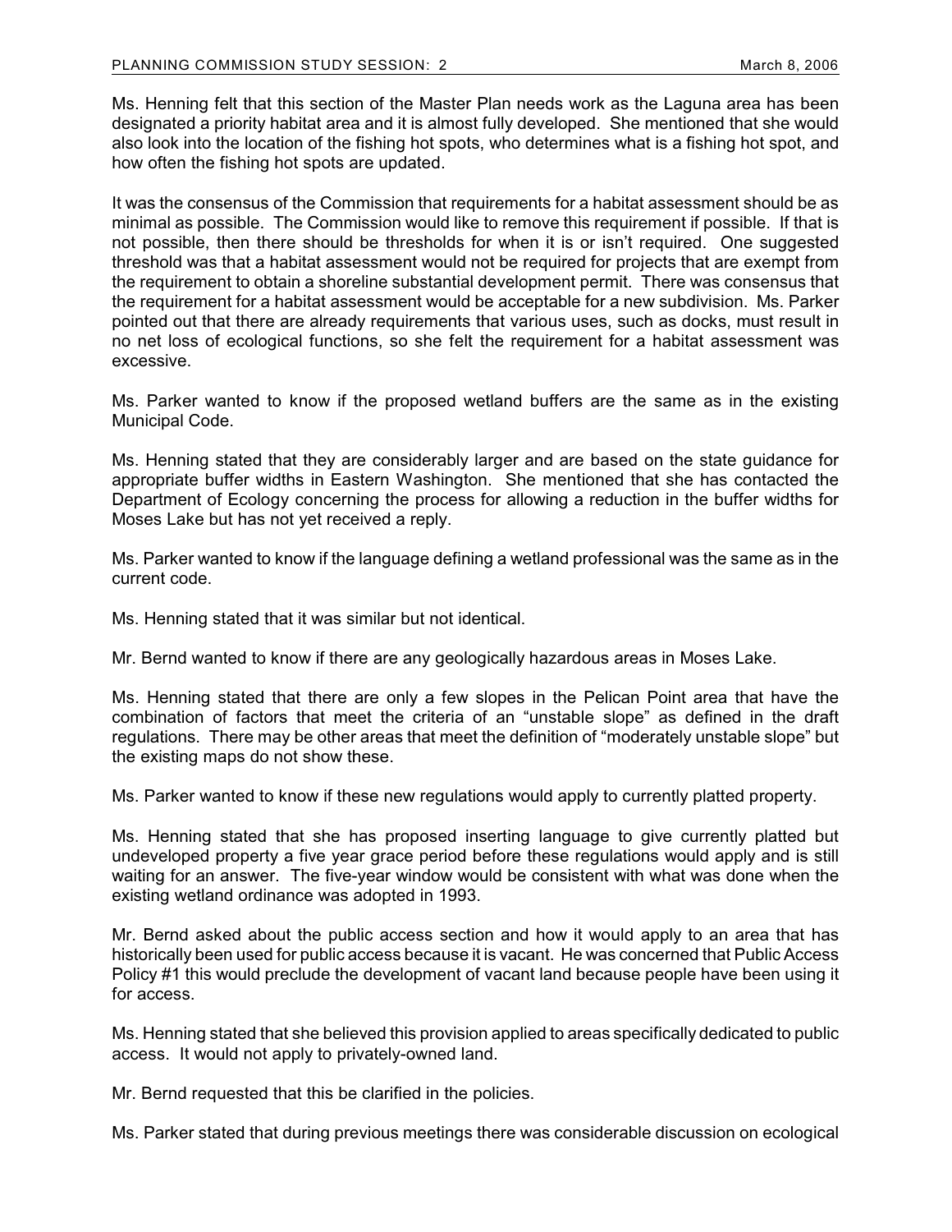Ms. Henning felt that this section of the Master Plan needs work as the Laguna area has been designated a priority habitat area and it is almost fully developed. She mentioned that she would also look into the location of the fishing hot spots, who determines what is a fishing hot spot, and how often the fishing hot spots are updated.

It was the consensus of the Commission that requirements for a habitat assessment should be as minimal as possible. The Commission would like to remove this requirement if possible. If that is not possible, then there should be thresholds for when it is or isn't required. One suggested threshold was that a habitat assessment would not be required for projects that are exempt from the requirement to obtain a shoreline substantial development permit. There was consensus that the requirement for a habitat assessment would be acceptable for a new subdivision. Ms. Parker pointed out that there are already requirements that various uses, such as docks, must result in no net loss of ecological functions, so she felt the requirement for a habitat assessment was excessive.

Ms. Parker wanted to know if the proposed wetland buffers are the same as in the existing Municipal Code.

Ms. Henning stated that they are considerably larger and are based on the state guidance for appropriate buffer widths in Eastern Washington. She mentioned that she has contacted the Department of Ecology concerning the process for allowing a reduction in the buffer widths for Moses Lake but has not yet received a reply.

Ms. Parker wanted to know if the language defining a wetland professional was the same as in the current code.

Ms. Henning stated that it was similar but not identical.

Mr. Bernd wanted to know if there are any geologically hazardous areas in Moses Lake.

Ms. Henning stated that there are only a few slopes in the Pelican Point area that have the combination of factors that meet the criteria of an "unstable slope" as defined in the draft regulations. There may be other areas that meet the definition of "moderately unstable slope" but the existing maps do not show these.

Ms. Parker wanted to know if these new regulations would apply to currently platted property.

Ms. Henning stated that she has proposed inserting language to give currently platted but undeveloped property a five year grace period before these regulations would apply and is still waiting for an answer. The five-year window would be consistent with what was done when the existing wetland ordinance was adopted in 1993.

Mr. Bernd asked about the public access section and how it would apply to an area that has historically been used for public access because it is vacant. He was concerned that Public Access Policy #1 this would preclude the development of vacant land because people have been using it for access.

Ms. Henning stated that she believed this provision applied to areas specifically dedicated to public access. It would not apply to privately-owned land.

Mr. Bernd requested that this be clarified in the policies.

Ms. Parker stated that during previous meetings there was considerable discussion on ecological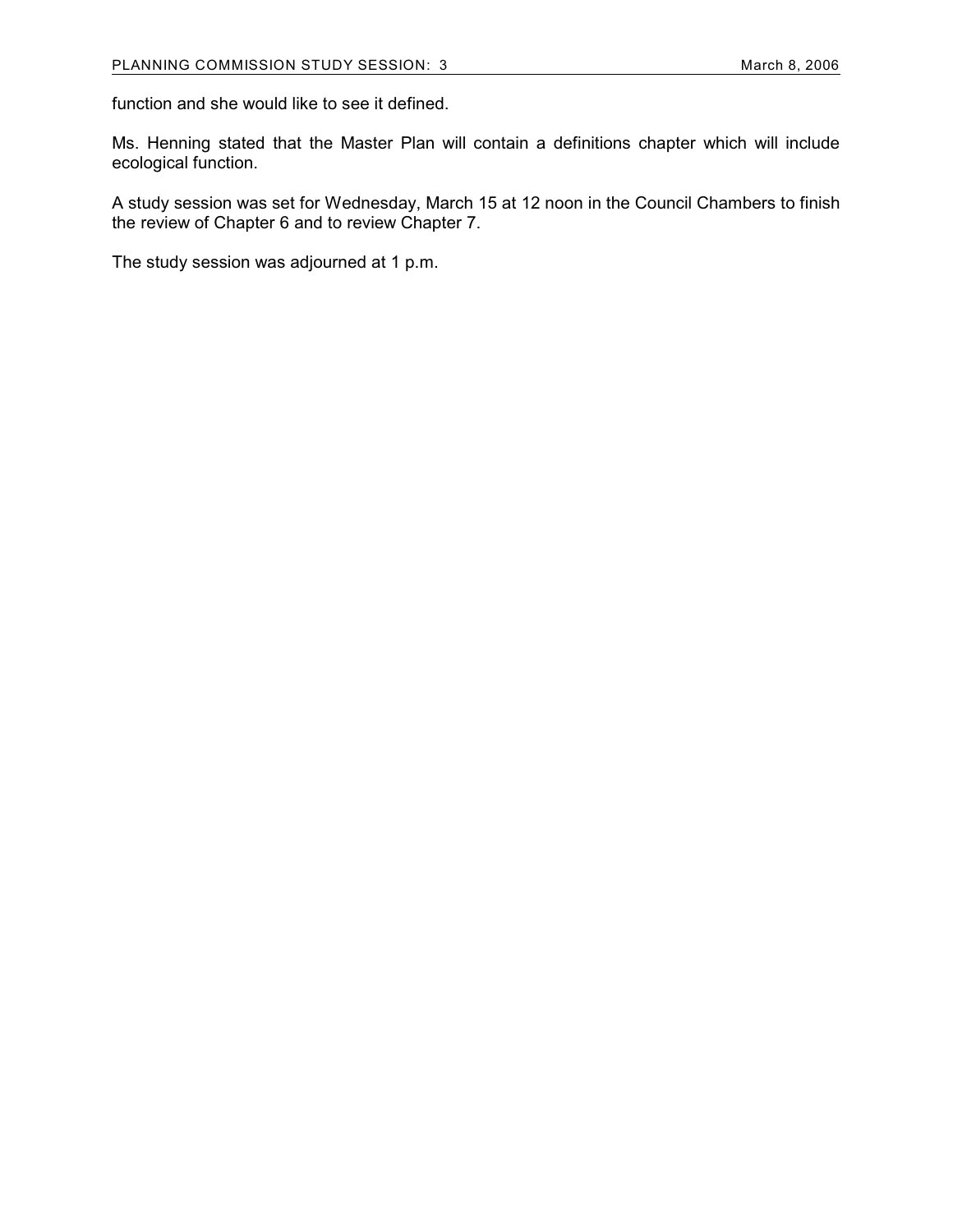function and she would like to see it defined.

Ms. Henning stated that the Master Plan will contain a definitions chapter which will include ecological function.

A study session was set for Wednesday, March 15 at 12 noon in the Council Chambers to finish the review of Chapter 6 and to review Chapter 7.

The study session was adjourned at 1 p.m.